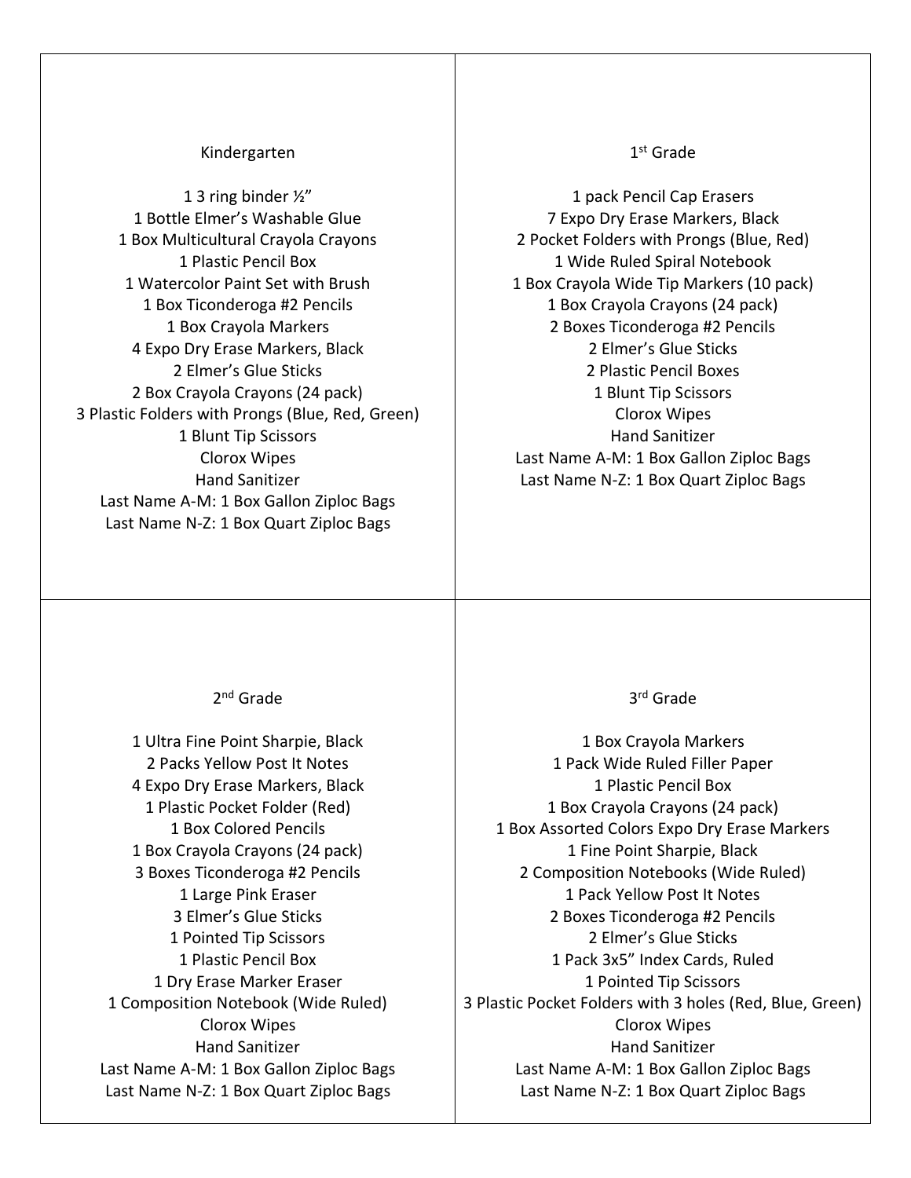## Kindergarten

1 3 ring binder ½”
1 Bottle Elmer’s Washable Glue
1 Box Multicultural Crayola Crayons
1 Plastic Pencil Box
1 Watercolor Paint Set with Brush
1 Box Ticonderoga #2 Pencils
1 Box Crayola Markers
4 Expo Dry Erase Markers, Black
2 Elmer’s Glue Sticks
2 Box Crayola Crayons (24 pack)
3 Plastic Folders with Prongs (Blue, Red, Green)
1 Blunt Tip Scissors
Clorox Wipes
Hand Sanitizer
Last Name A-M: 1 Box Gallon Ziploc Bags
Last Name N-Z: 1 Box Quart Ziploc Bags

## 1st Grade

1 pack Pencil Cap Erasers
7 Expo Dry Erase Markers, Black
2 Pocket Folders with Prongs (Blue, Red)
1 Wide Ruled Spiral Notebook
1 Box Crayola Wide Tip Markers (10 pack)
1 Box Crayola Crayons (24 pack)
2 Boxes Ticonderoga #2 Pencils
2 Elmer’s Glue Sticks
2 Plastic Pencil Boxes
1 Blunt Tip Scissors
Clorox Wipes
Hand Sanitizer
Last Name A-M: 1 Box Gallon Ziploc Bags
Last Name N-Z: 1 Box Quart Ziploc Bags

## 2nd Grade

1 Ultra Fine Point Sharpie, Black
2 Packs Yellow Post It Notes
4 Expo Dry Erase Markers, Black
1 Plastic Pocket Folder (Red)
1 Box Colored Pencils
1 Box Crayola Crayons (24 pack)
3 Boxes Ticonderoga #2 Pencils
1 Large Pink Eraser
3 Elmer’s Glue Sticks
1 Pointed Tip Scissors
1 Plastic Pencil Box
1 Dry Erase Marker Eraser
1 Composition Notebook (Wide Ruled)
Clorox Wipes
Hand Sanitizer
Last Name A-M: 1 Box Gallon Ziploc Bags
Last Name N-Z: 1 Box Quart Ziploc Bags

## 3rd Grade

1 Box Crayola Markers
1 Pack Wide Ruled Filler Paper
1 Plastic Pencil Box
1 Box Crayola Crayons (24 pack)
1 Box Assorted Colors Expo Dry Erase Markers
1 Fine Point Sharpie, Black
2 Composition Notebooks (Wide Ruled)
1 Pack Yellow Post It Notes
2 Boxes Ticonderoga #2 Pencils
2 Elmer’s Glue Sticks
1 Pack 3x5” Index Cards, Ruled
1 Pointed Tip Scissors
3 Plastic Pocket Folders with 3 holes (Red, Blue, Green)
Clorox Wipes
Hand Sanitizer
Last Name A-M: 1 Box Gallon Ziploc Bags
Last Name N-Z: 1 Box Quart Ziploc Bags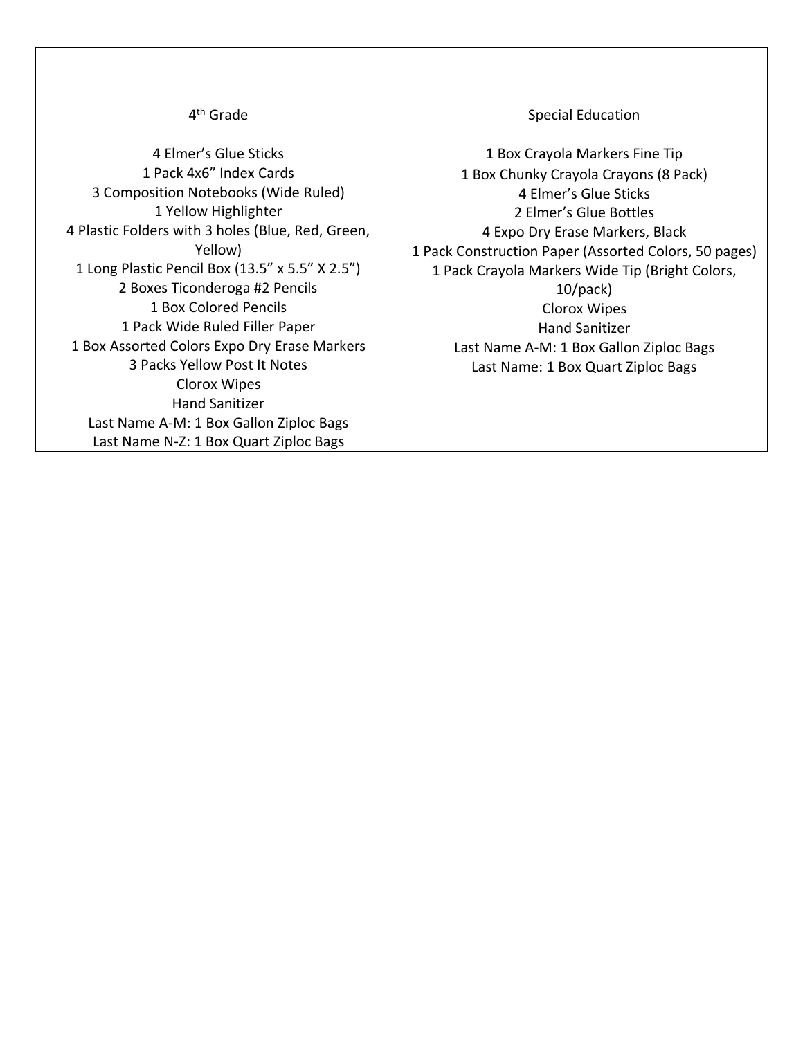| | |
|---|---|
| 4th Grade<br><br>4 Elmer's Glue Sticks<br>1 Pack 4x6" Index Cards<br>3 Composition Notebooks (Wide Ruled)<br>1 Yellow Highlighter<br>4 Plastic Folders with 3 holes (Blue, Red, Green, Yellow)<br>1 Long Plastic Pencil Box (13.5" x 5.5" X 2.5")<br>2 Boxes Ticonderoga #2 Pencils<br>1 Box Colored Pencils<br>1 Pack Wide Ruled Filler Paper<br>1 Box Assorted Colors Expo Dry Erase Markers<br>3 Packs Yellow Post It Notes<br>Clorox Wipes<br>Hand Sanitizer<br>Last Name A-M: 1 Box Gallon Ziploc Bags<br>Last Name N-Z: 1 Box Quart Ziploc Bags | Special Education<br><br>1 Box Crayola Markers Fine Tip<br>1 Box Chunky Crayola Crayons (8 Pack)<br>4 Elmer's Glue Sticks<br>2 Elmer's Glue Bottles<br>4 Expo Dry Erase Markers, Black<br>1 Pack Construction Paper (Assorted Colors, 50 pages)<br>1 Pack Crayola Markers Wide Tip (Bright Colors, 10/pack)<br>Clorox Wipes<br>Hand Sanitizer<br>Last Name A-M: 1 Box Gallon Ziploc Bags<br>Last Name: 1 Box Quart Ziploc Bags |